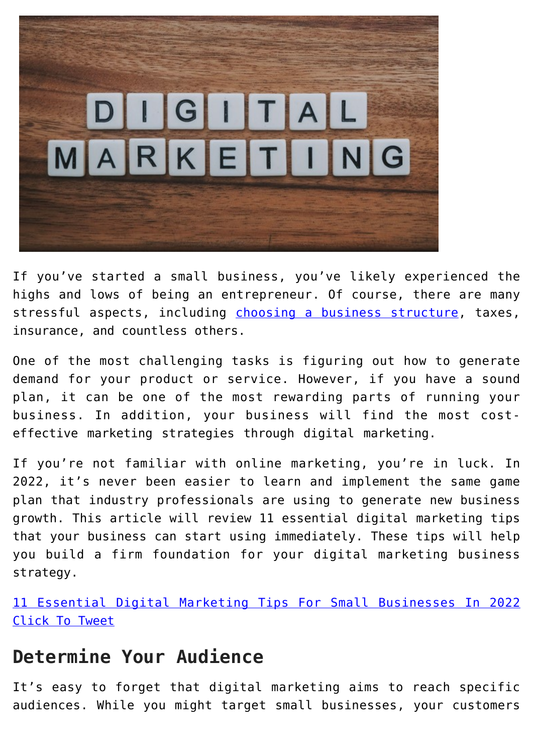If you've started a small business, you've likely experienced the highs and lows of being an entrepreneur. Of course, there are many stressful aspects, including [choosing a business structure](), taxes, insurance, and countless others.

One of the most challenging tasks is figuring out how to generate demand for your product or service. However, if you have a sound plan, it can be one of the most rewarding parts of running your business. In addition, your business will find the most cost-effective marketing strategies through digital marketing.

If you're not familiar with online marketing, you're in luck. In 2022, it's never been easier to learn and implement the same game plan that industry professionals are using to generate new business growth. This article will review 11 essential digital marketing tips that your business can start using immediately. These tips will help you build a firm foundation for your digital marketing business strategy.

[11 Essential Digital Marketing Tips For Small Businesses In 2022 Click To Tweet]()

## Determine Your Audience

It's easy to forget that digital marketing aims to reach specific audiences. While you might target small businesses, your customers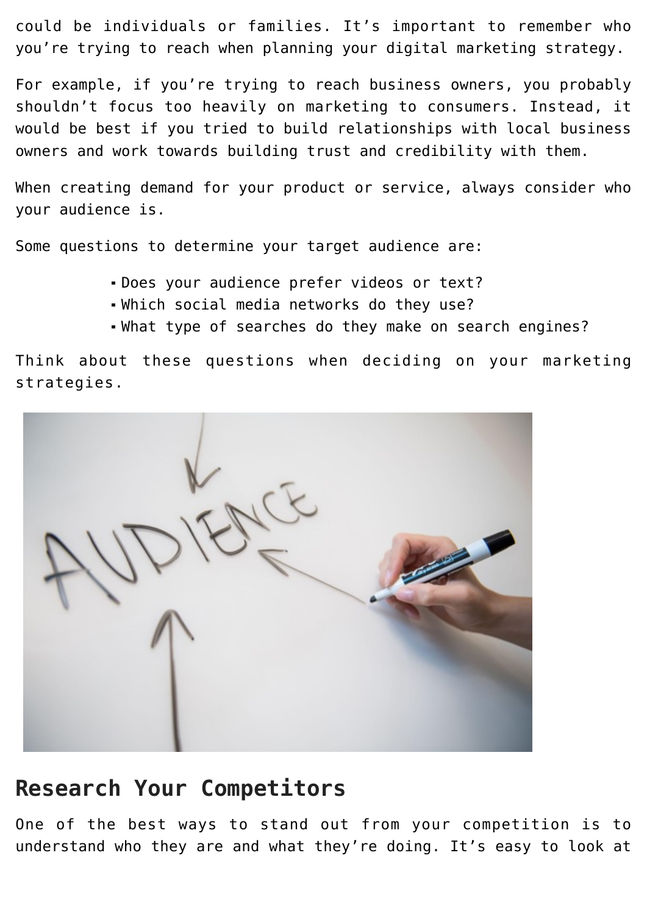could be individuals or families. It's important to remember who you're trying to reach when planning your digital marketing strategy.

For example, if you're trying to reach business owners, you probably shouldn't focus too heavily on marketing to consumers. Instead, it would be best if you tried to build relationships with local business owners and work towards building trust and credibility with them.

When creating demand for your product or service, always consider who your audience is.

Some questions to determine your target audience are:

- Does your audience prefer videos or text?
- Which social media networks do they use?
- What type of searches do they make on search engines?

Think about these questions when deciding on your marketing strategies.

## Research Your Competitors

One of the best ways to stand out from your competition is to understand who they are and what they're doing. It's easy to look at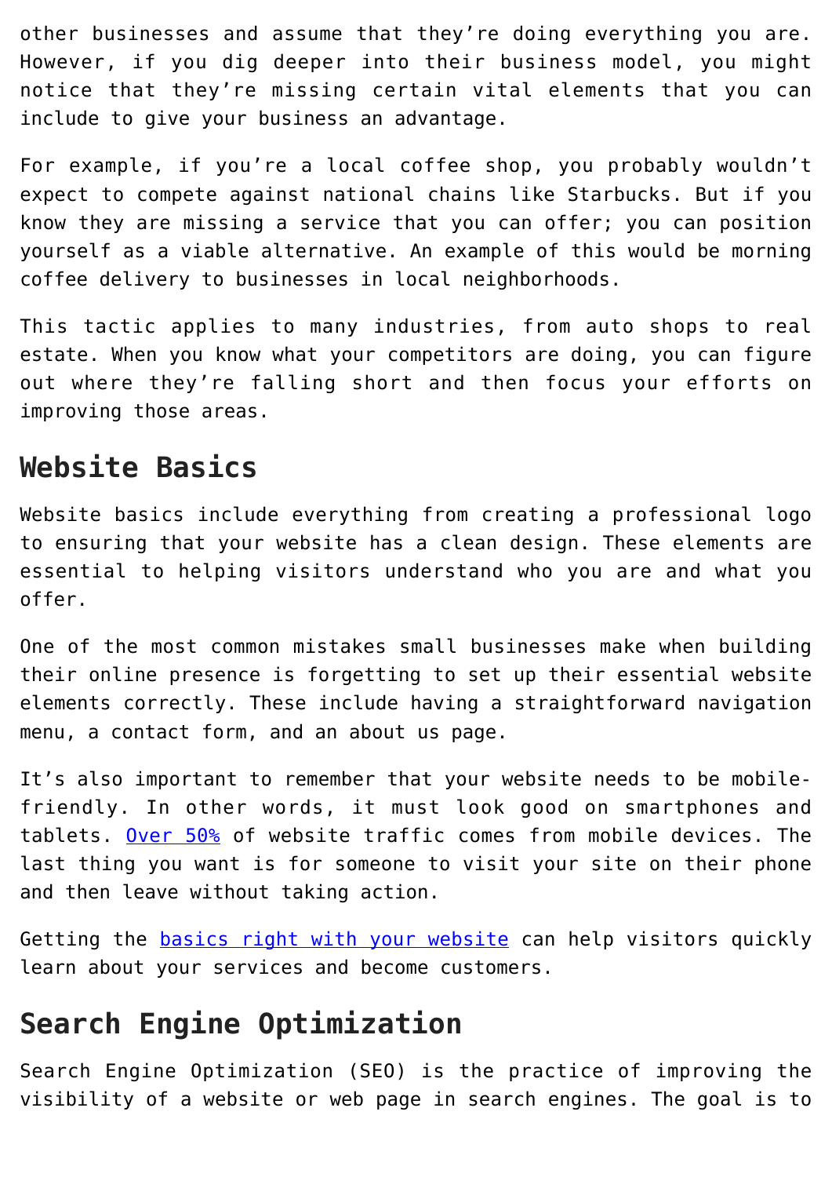other businesses and assume that they're doing everything you are. However, if you dig deeper into their business model, you might notice that they're missing certain vital elements that you can include to give your business an advantage.

For example, if you're a local coffee shop, you probably wouldn't expect to compete against national chains like Starbucks. But if you know they are missing a service that you can offer; you can position yourself as a viable alternative. An example of this would be morning coffee delivery to businesses in local neighborhoods.

This tactic applies to many industries, from auto shops to real estate. When you know what your competitors are doing, you can figure out where they're falling short and then focus your efforts on improving those areas.

## Website Basics

Website basics include everything from creating a professional logo to ensuring that your website has a clean design. These elements are essential to helping visitors understand who you are and what you offer.

One of the most common mistakes small businesses make when building their online presence is forgetting to set up their essential website elements correctly. These include having a straightforward navigation menu, a contact form, and an about us page.

It's also important to remember that your website needs to be mobile-friendly. In other words, it must look good on smartphones and tablets. Over 50% of website traffic comes from mobile devices. The last thing you want is for someone to visit your site on their phone and then leave without taking action.

Getting the basics right with your website can help visitors quickly learn about your services and become customers.

## Search Engine Optimization

Search Engine Optimization (SEO) is the practice of improving the visibility of a website or web page in search engines. The goal is to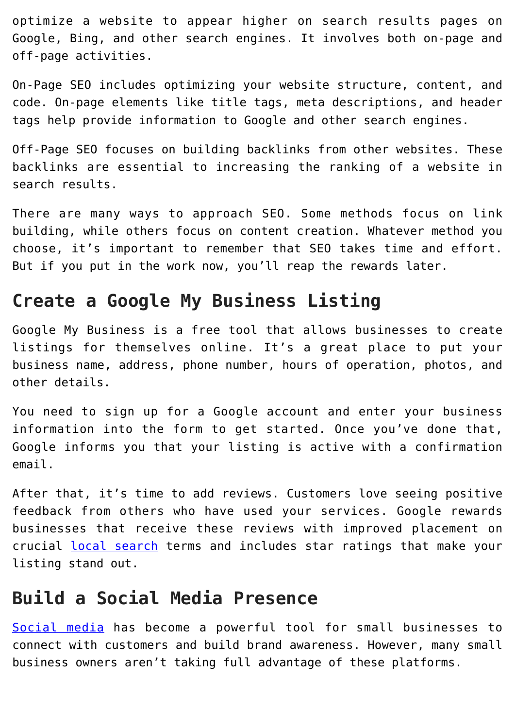optimize a website to appear higher on search results pages on Google, Bing, and other search engines. It involves both on-page and off-page activities.

On-Page SEO includes optimizing your website structure, content, and code. On-page elements like title tags, meta descriptions, and header tags help provide information to Google and other search engines.

Off-Page SEO focuses on building backlinks from other websites. These backlinks are essential to increasing the ranking of a website in search results.

There are many ways to approach SEO. Some methods focus on link building, while others focus on content creation. Whatever method you choose, it's important to remember that SEO takes time and effort. But if you put in the work now, you'll reap the rewards later.

## Create a Google My Business Listing

Google My Business is a free tool that allows businesses to create listings for themselves online. It's a great place to put your business name, address, phone number, hours of operation, photos, and other details.

You need to sign up for a Google account and enter your business information into the form to get started. Once you've done that, Google informs you that your listing is active with a confirmation email.

After that, it's time to add reviews. Customers love seeing positive feedback from others who have used your services. Google rewards businesses that receive these reviews with improved placement on crucial local search terms and includes star ratings that make your listing stand out.

## Build a Social Media Presence

Social media has become a powerful tool for small businesses to connect with customers and build brand awareness. However, many small business owners aren't taking full advantage of these platforms.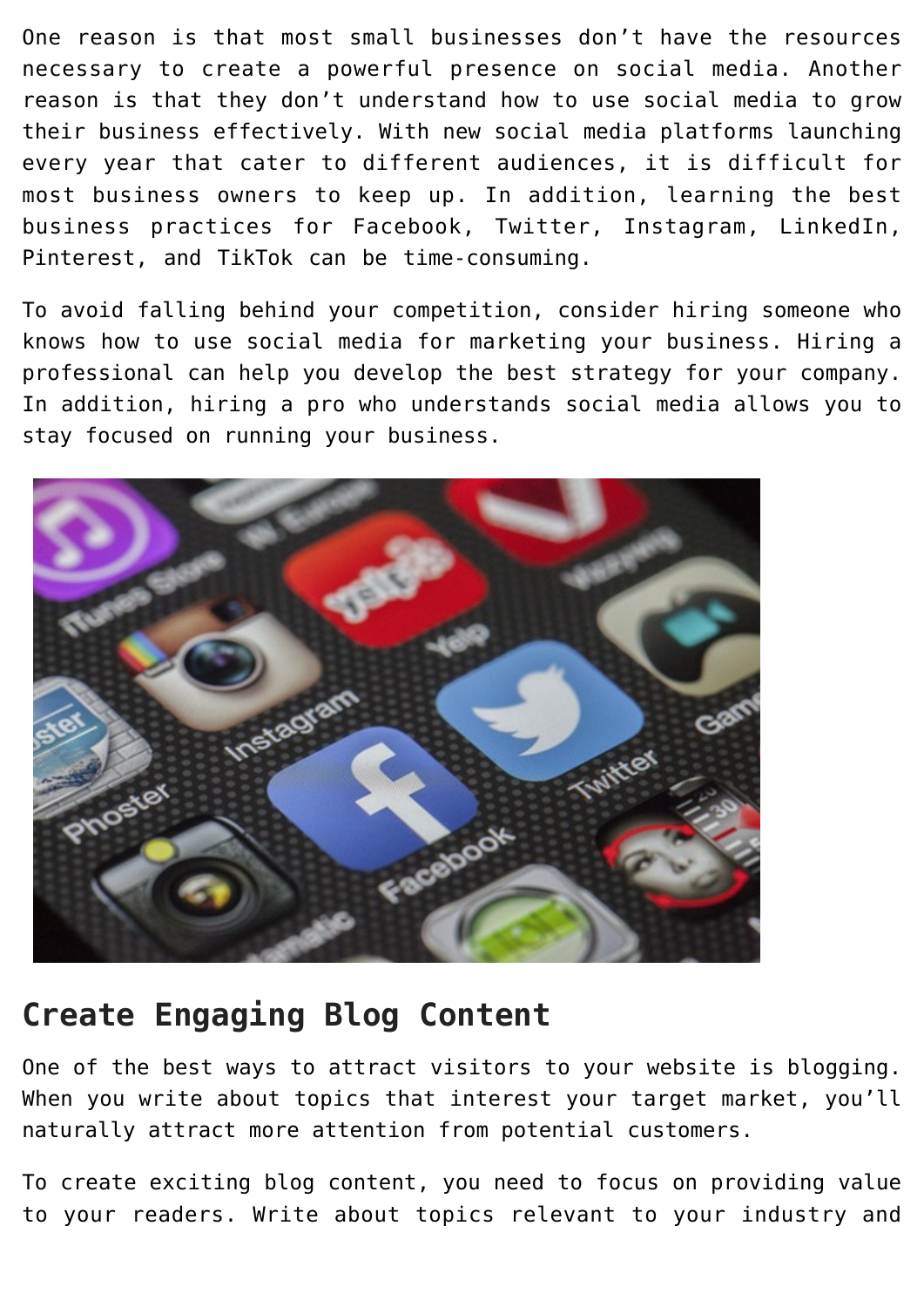One reason is that most small businesses don’t have the resources necessary to create a powerful presence on social media. Another reason is that they don’t understand how to use social media to grow their business effectively. With new social media platforms launching every year that cater to different audiences, it is difficult for most business owners to keep up. In addition, learning the best business practices for Facebook, Twitter, Instagram, LinkedIn, Pinterest, and TikTok can be time-consuming.

To avoid falling behind your competition, consider hiring someone who knows how to use social media for marketing your business. Hiring a professional can help you develop the best strategy for your company. In addition, hiring a pro who understands social media allows you to stay focused on running your business.

## Create Engaging Blog Content

One of the best ways to attract visitors to your website is blogging. When you write about topics that interest your target market, you’ll naturally attract more attention from potential customers.

To create exciting blog content, you need to focus on providing value to your readers. Write about topics relevant to your industry and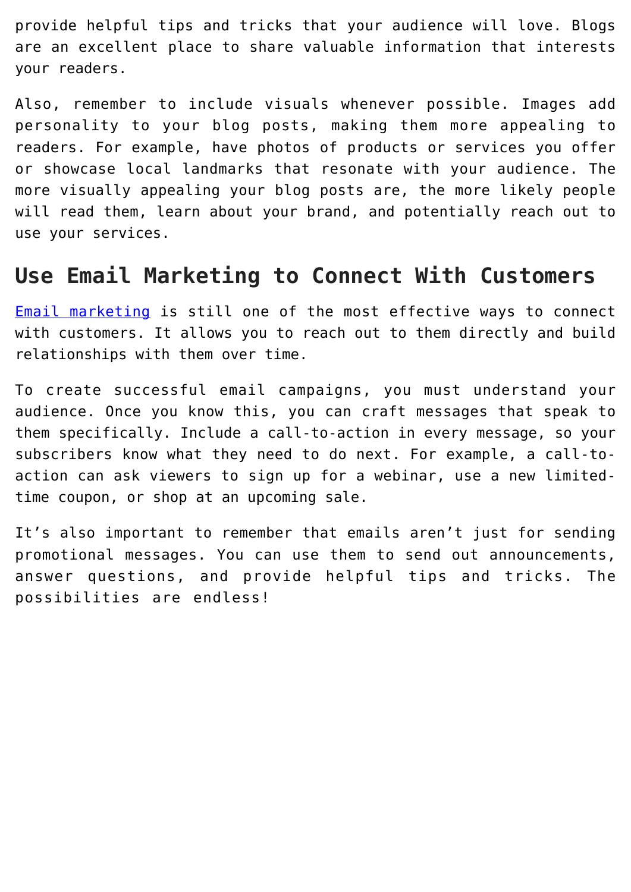provide helpful tips and tricks that your audience will love. Blogs are an excellent place to share valuable information that interests your readers.

Also, remember to include visuals whenever possible. Images add personality to your blog posts, making them more appealing to readers. For example, have photos of products or services you offer or showcase local landmarks that resonate with your audience. The more visually appealing your blog posts are, the more likely people will read them, learn about your brand, and potentially reach out to use your services.

## Use Email Marketing to Connect With Customers

Email marketing is still one of the most effective ways to connect with customers. It allows you to reach out to them directly and build relationships with them over time.

To create successful email campaigns, you must understand your audience. Once you know this, you can craft messages that speak to them specifically. Include a call-to-action in every message, so your subscribers know what they need to do next. For example, a call-to-action can ask viewers to sign up for a webinar, use a new limited-time coupon, or shop at an upcoming sale.

It's also important to remember that emails aren't just for sending promotional messages. You can use them to send out announcements, answer questions, and provide helpful tips and tricks. The possibilities are endless!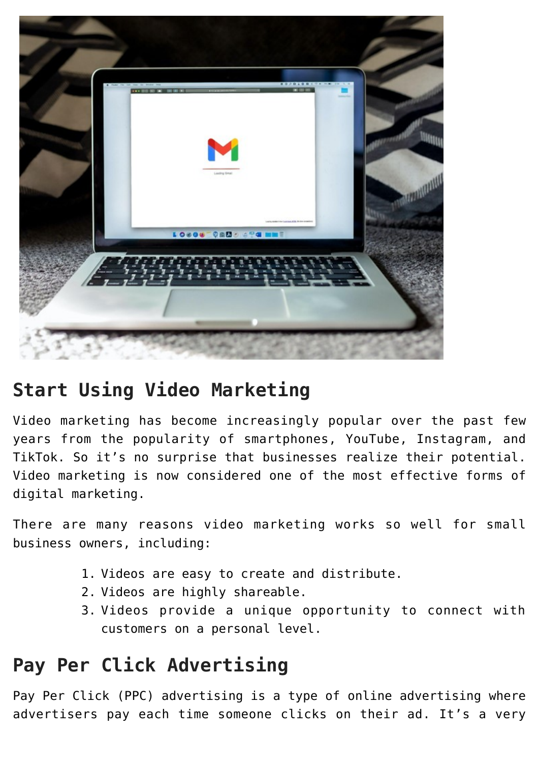## Start Using Video Marketing

Video marketing has become increasingly popular over the past few years from the popularity of smartphones, YouTube, Instagram, and TikTok. So it’s no surprise that businesses realize their potential. Video marketing is now considered one of the most effective forms of digital marketing.

There are many reasons video marketing works so well for small business owners, including:

1. Videos are easy to create and distribute.
2. Videos are highly shareable.
3. Videos provide a unique opportunity to connect with customers on a personal level.

## Pay Per Click Advertising

Pay Per Click (PPC) advertising is a type of online advertising where advertisers pay each time someone clicks on their ad. It’s a very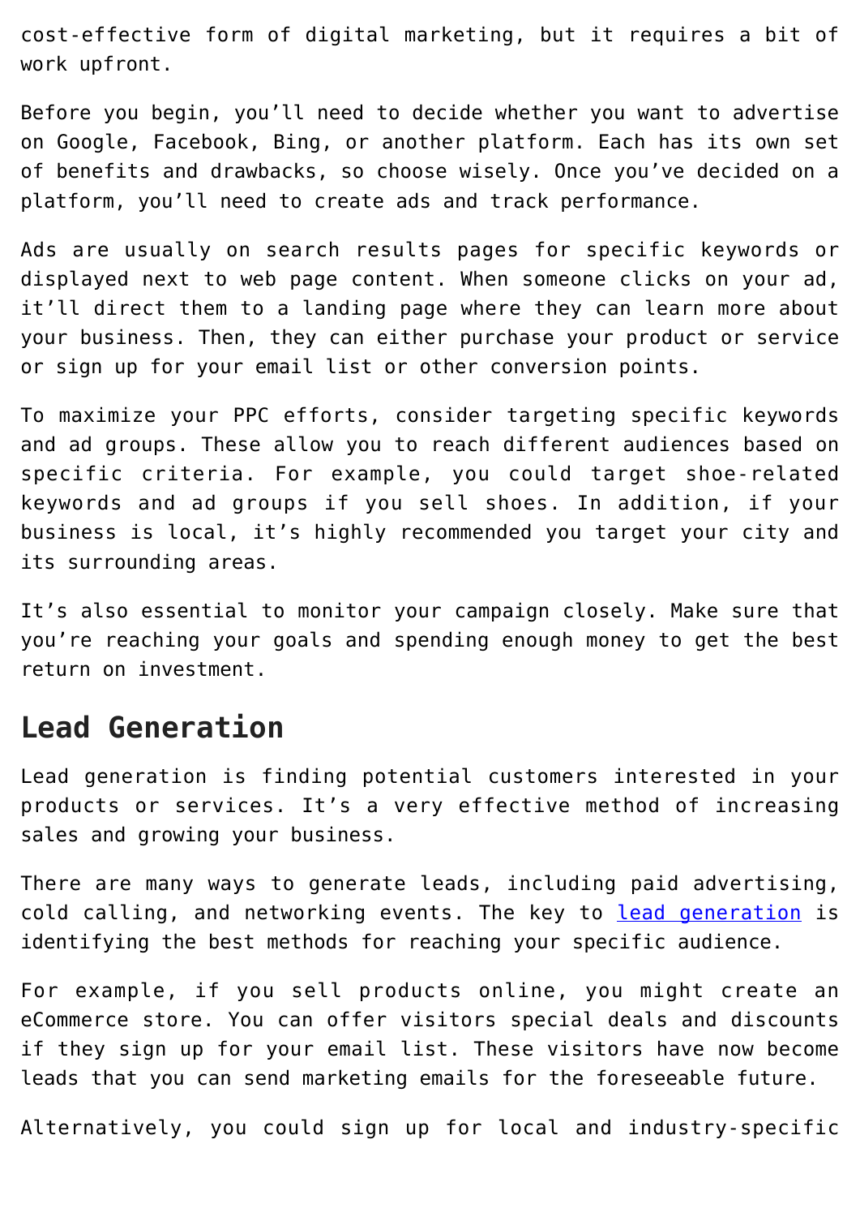cost-effective form of digital marketing, but it requires a bit of work upfront.

Before you begin, you'll need to decide whether you want to advertise on Google, Facebook, Bing, or another platform. Each has its own set of benefits and drawbacks, so choose wisely. Once you've decided on a platform, you'll need to create ads and track performance.

Ads are usually on search results pages for specific keywords or displayed next to web page content. When someone clicks on your ad, it'll direct them to a landing page where they can learn more about your business. Then, they can either purchase your product or service or sign up for your email list or other conversion points.

To maximize your PPC efforts, consider targeting specific keywords and ad groups. These allow you to reach different audiences based on specific criteria. For example, you could target shoe-related keywords and ad groups if you sell shoes. In addition, if your business is local, it's highly recommended you target your city and its surrounding areas.

It's also essential to monitor your campaign closely. Make sure that you're reaching your goals and spending enough money to get the best return on investment.

## Lead Generation

Lead generation is finding potential customers interested in your products or services. It's a very effective method of increasing sales and growing your business.

There are many ways to generate leads, including paid advertising, cold calling, and networking events. The key to lead generation is identifying the best methods for reaching your specific audience.

For example, if you sell products online, you might create an eCommerce store. You can offer visitors special deals and discounts if they sign up for your email list. These visitors have now become leads that you can send marketing emails for the foreseeable future.

Alternatively, you could sign up for local and industry-specific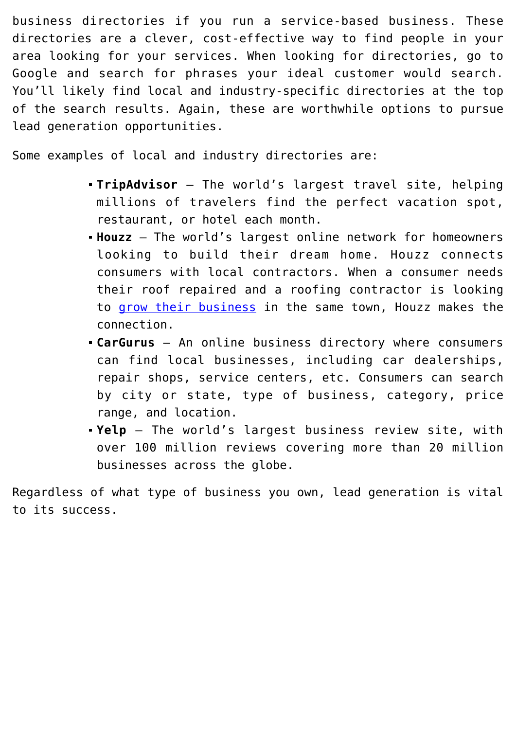business directories if you run a service-based business. These directories are a clever, cost-effective way to find people in your area looking for your services. When looking for directories, go to Google and search for phrases your ideal customer would search. You'll likely find local and industry-specific directories at the top of the search results. Again, these are worthwhile options to pursue lead generation opportunities.

Some examples of local and industry directories are:

- **TripAdvisor** – The world's largest travel site, helping millions of travelers find the perfect vacation spot, restaurant, or hotel each month.
- **Houzz** – The world's largest online network for homeowners looking to build their dream home. Houzz connects consumers with local contractors. When a consumer needs their roof repaired and a roofing contractor is looking to grow their business in the same town, Houzz makes the connection.
- **CarGurus** – An online business directory where consumers can find local businesses, including car dealerships, repair shops, service centers, etc. Consumers can search by city or state, type of business, category, price range, and location.
- **Yelp** – The world's largest business review site, with over 100 million reviews covering more than 20 million businesses across the globe.

Regardless of what type of business you own, lead generation is vital to its success.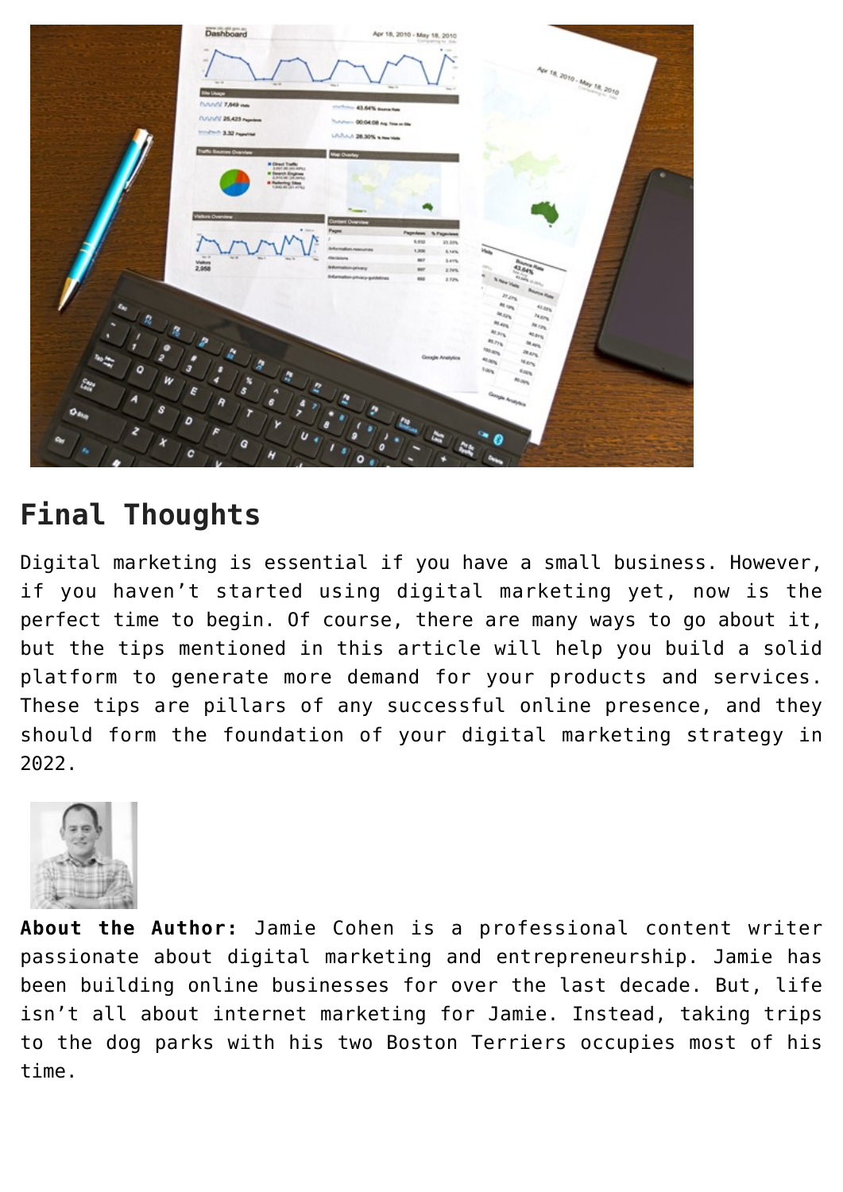## Final Thoughts

Digital marketing is essential if you have a small business. However, if you haven't started using digital marketing yet, now is the perfect time to begin. Of course, there are many ways to go about it, but the tips mentioned in this article will help you build a solid platform to generate more demand for your products and services. These tips are pillars of any successful online presence, and they should form the foundation of your digital marketing strategy in 2022.

**About the Author:** Jamie Cohen is a professional content writer passionate about digital marketing and entrepreneurship. Jamie has been building online businesses for over the last decade. But, life isn't all about internet marketing for Jamie. Instead, taking trips to the dog parks with his two Boston Terriers occupies most of his time.